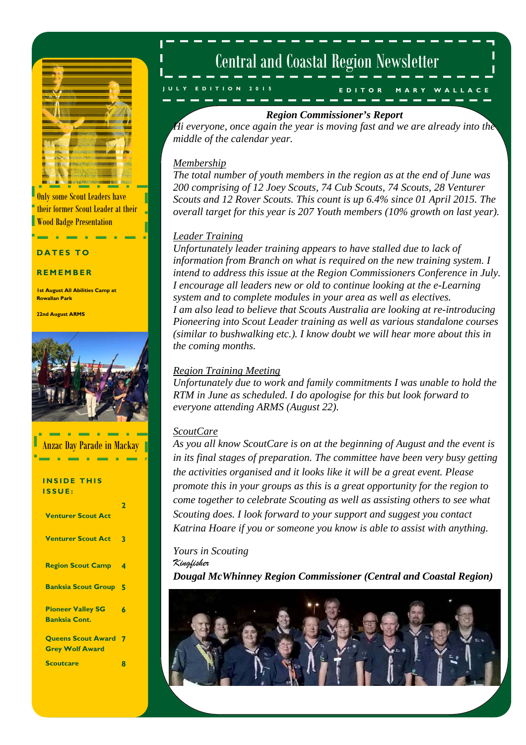# Central and Coastal Region Newsletter

JULY EDITION 2015 — EDITOR MARY WALLACE

Only some Scout Leaders have their former Scout Leader at their Wood Badge Presentation

**DATES TO REMEMBER**

**1st August All Abilities Camp at Rowallan Park**

**22nd August ARMS**

Anzac Day Parade in Mackay

**INSIDE THIS ISSUE:**

| | |
|---|---|
| Venturer Scout Act | 2 |
| Venturer Scout Act | 3 |
| Region Scout Camp | 4 |
| Banksia Scout Group | 5 |
| Pioneer Valley SG Banksia Cont. | 6 |
| Queens Scout Award Grey Wolf Award | 7 |
| Scoutcare | 8 |

## *Region Commissioner's Report*

*Hi everyone, once again the year is moving fast and we are already into the middle of the calendar year.*

### *Membership*

*The total number of youth members in the region as at the end of June was 200 comprising of 12 Joey Scouts, 74 Cub Scouts, 74 Scouts, 28 Venturer Scouts and 12 Rover Scouts. This count is up 6.4% since 01 April 2015. The overall target for this year is 207 Youth members (10% growth on last year).*

### *Leader Training*

*Unfortunately leader training appears to have stalled due to lack of information from Branch on what is required on the new training system. I intend to address this issue at the Region Commissioners Conference in July. I encourage all leaders new or old to continue looking at the e-Learning system and to complete modules in your area as well as electives.*
*I am also lead to believe that Scouts Australia are looking at re-introducing Pioneering into Scout Leader training as well as various standalone courses (similar to bushwalking etc.). I know doubt we will hear more about this in the coming months.*

### *Region Training Meeting*

*Unfortunately due to work and family commitments I was unable to hold the RTM in June as scheduled. I do apologise for this but look forward to everyone attending ARMS (August 22).*

### *ScoutCare*

*As you all know ScoutCare is on at the beginning of August and the event is in its final stages of preparation. The committee have been very busy getting the activities organised and it looks like it will be a great event. Please promote this in your groups as this is a great opportunity for the region to come together to celebrate Scouting as well as assisting others to see what Scouting does. I look forward to your support and suggest you contact Katrina Hoare if you or someone you know is able to assist with anything.*

*Yours in Scouting*
*Kingfisher*
***Dougal McWhinney Region Commissioner (Central and Coastal Region)***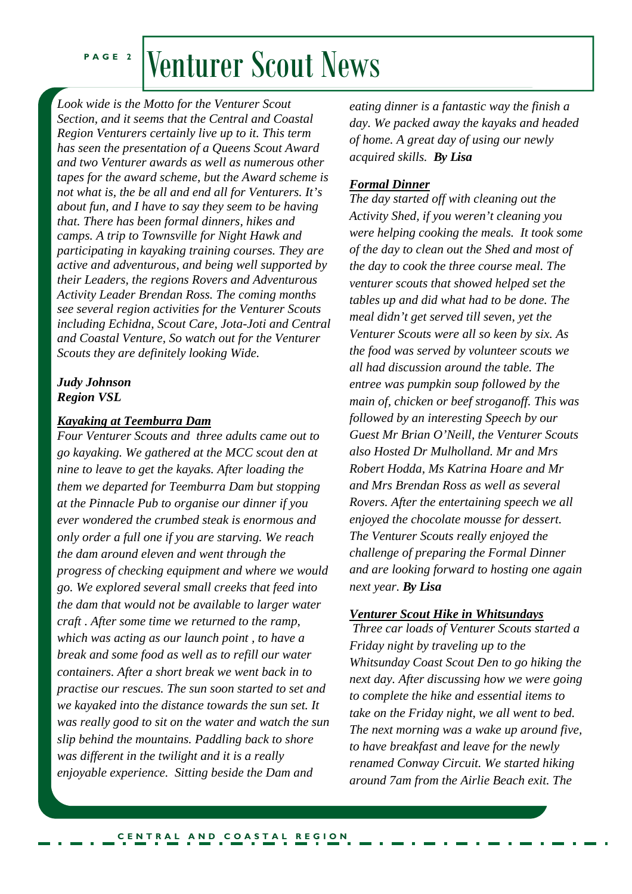# Venturer Scout News

*Look wide is the Motto for the Venturer Scout Section, and it seems that the Central and Coastal Region Venturers certainly live up to it. This term has seen the presentation of a Queens Scout Award and two Venturer awards as well as numerous other tapes for the award scheme, but the Award scheme is not what is, the be all and end all for Venturers. It's about fun, and I have to say they seem to be having that. There has been formal dinners, hikes and camps. A trip to Townsville for Night Hawk and participating in kayaking training courses. They are active and adventurous, and being well supported by their Leaders, the regions Rovers and Adventurous Activity Leader Brendan Ross. The coming months see several region activities for the Venturer Scouts including Echidna, Scout Care, Jota-Joti and Central and Coastal Venture, So watch out for the Venturer Scouts they are definitely looking Wide.*

***Judy Johnson***
***Region VSL***

### ***Kayaking at Teemburra Dam***

*Four Venturer Scouts and three adults came out to go kayaking. We gathered at the MCC scout den at nine to leave to get the kayaks. After loading the them we departed for Teemburra Dam but stopping at the Pinnacle Pub to organise our dinner if you ever wondered the crumbed steak is enormous and only order a full one if you are starving. We reach the dam around eleven and went through the progress of checking equipment and where we would go. We explored several small creeks that feed into the dam that would not be available to larger water craft . After some time we returned to the ramp, which was acting as our launch point , to have a break and some food as well as to refill our water containers. After a short break we went back in to practise our rescues. The sun soon started to set and we kayaked into the distance towards the sun set. It was really good to sit on the water and watch the sun slip behind the mountains. Paddling back to shore was different in the twilight and it is a really enjoyable experience. Sitting beside the Dam and eating dinner is a fantastic way the finish a day. We packed away the kayaks and headed of home. A great day of using our newly acquired skills.* ***By Lisa***

### ***Formal Dinner***

*The day started off with cleaning out the Activity Shed, if you weren't cleaning you were helping cooking the meals. It took some of the day to clean out the Shed and most of the day to cook the three course meal. The venturer scouts that showed helped set the tables up and did what had to be done. The meal didn't get served till seven, yet the Venturer Scouts were all so keen by six. As the food was served by volunteer scouts we all had discussion around the table. The entree was pumpkin soup followed by the main of, chicken or beef stroganoff. This was followed by an interesting Speech by our Guest Mr Brian O'Neill, the Venturer Scouts also Hosted Dr Mulholland. Mr and Mrs Robert Hodda, Ms Katrina Hoare and Mr and Mrs Brendan Ross as well as several Rovers. After the entertaining speech we all enjoyed the chocolate mousse for dessert. The Venturer Scouts really enjoyed the challenge of preparing the Formal Dinner and are looking forward to hosting one again next year.* ***By Lisa***

### ***Venturer Scout Hike in Whitsundays***

*Three car loads of Venturer Scouts started a Friday night by traveling up to the Whitsunday Coast Scout Den to go hiking the next day. After discussing how we were going to complete the hike and essential items to take on the Friday night, we all went to bed. The next morning was a wake up around five, to have breakfast and leave for the newly renamed Conway Circuit. We started hiking around 7am from the Airlie Beach exit. The*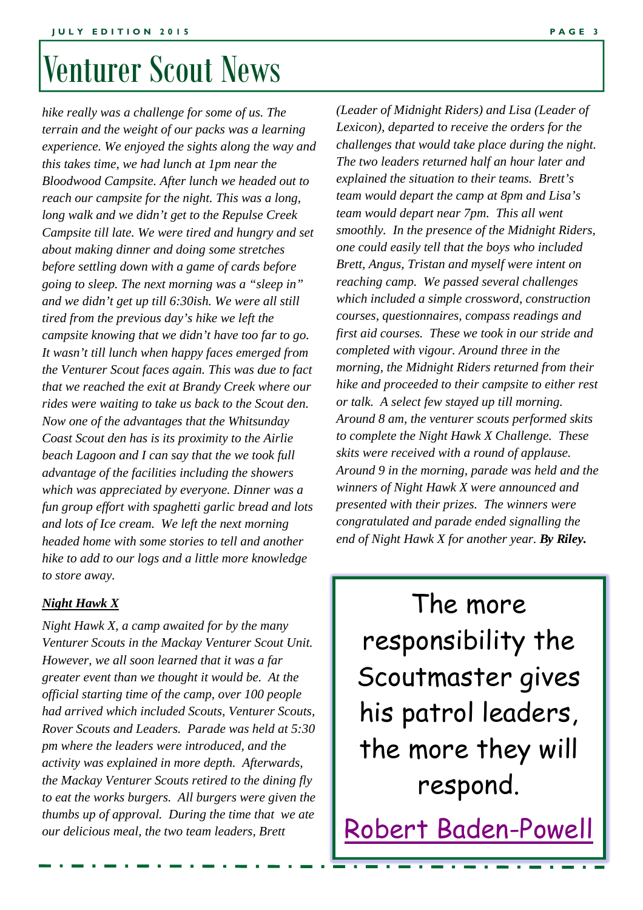# Venturer Scout News

*hike really was a challenge for some of us. The terrain and the weight of our packs was a learning experience. We enjoyed the sights along the way and this takes time, we had lunch at 1pm near the Bloodwood Campsite. After lunch we headed out to reach our campsite for the night. This was a long, long walk and we didn't get to the Repulse Creek Campsite till late. We were tired and hungry and set about making dinner and doing some stretches before settling down with a game of cards before going to sleep. The next morning was a "sleep in" and we didn't get up till 6:30ish. We were all still tired from the previous day's hike we left the campsite knowing that we didn't have too far to go. It wasn't till lunch when happy faces emerged from the Venturer Scout faces again. This was due to fact that we reached the exit at Brandy Creek where our rides were waiting to take us back to the Scout den. Now one of the advantages that the Whitsunday Coast Scout den has is its proximity to the Airlie beach Lagoon and I can say that the we took full advantage of the facilities including the showers which was appreciated by everyone. Dinner was a fun group effort with spaghetti garlic bread and lots and lots of Ice cream. We left the next morning headed home with some stories to tell and another hike to add to our logs and a little more knowledge to store away.*

***<u>Night Hawk X</u>***

*Night Hawk X, a camp awaited for by the many Venturer Scouts in the Mackay Venturer Scout Unit. However, we all soon learned that it was a far greater event than we thought it would be. At the official starting time of the camp, over 100 people had arrived which included Scouts, Venturer Scouts, Rover Scouts and Leaders. Parade was held at 5:30 pm where the leaders were introduced, and the activity was explained in more depth. Afterwards, the Mackay Venturer Scouts retired to the dining fly to eat the works burgers. All burgers were given the thumbs up of approval. During the time that we ate our delicious meal, the two team leaders, Brett (Leader of Midnight Riders) and Lisa (Leader of Lexicon), departed to receive the orders for the challenges that would take place during the night. The two leaders returned half an hour later and explained the situation to their teams. Brett's team would depart the camp at 8pm and Lisa's team would depart near 7pm. This all went smoothly. In the presence of the Midnight Riders, one could easily tell that the boys who included Brett, Angus, Tristan and myself were intent on reaching camp. We passed several challenges which included a simple crossword, construction courses, questionnaires, compass readings and first aid courses. These we took in our stride and completed with vigour. Around three in the morning, the Midnight Riders returned from their hike and proceeded to their campsite to either rest or talk. A select few stayed up till morning. Around 8 am, the venturer scouts performed skits to complete the Night Hawk X Challenge. These skits were received with a round of applause. Around 9 in the morning, parade was held and the winners of Night Hawk X were announced and presented with their prizes. The winners were congratulated and parade ended signalling the end of Night Hawk X for another year.* ***By Riley.***

> The more responsibility the Scoutmaster gives his patrol leaders, the more they will respond.
>
> <u>Robert Baden-Powell</u>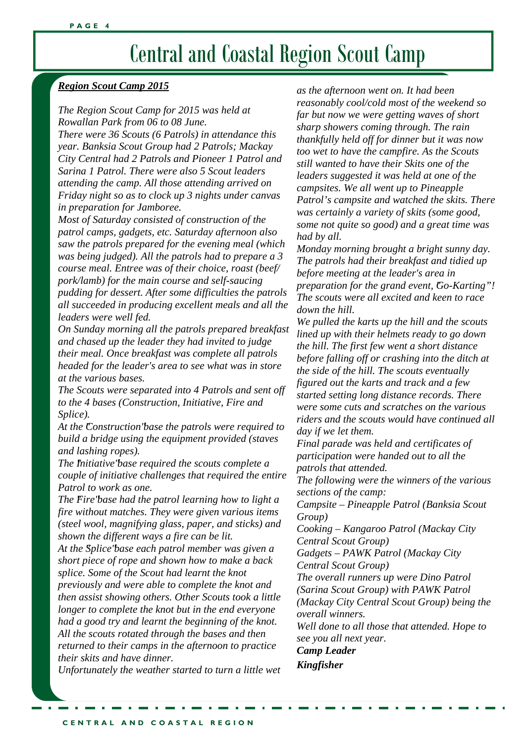# Central and Coastal Region Scout Camp

***Region Scout Camp 2015***

*The Region Scout Camp for 2015 was held at Rowallan Park from 06 to 08 June.*

*There were 36 Scouts (6 Patrols) in attendance this year. Banksia Scout Group had 2 Patrols; Mackay City Central had 2 Patrols and Pioneer 1 Patrol and Sarina 1 Patrol. There were also 5 Scout leaders attending the camp. All those attending arrived on Friday night so as to clock up 3 nights under canvas in preparation for Jamboree.*

*Most of Saturday consisted of construction of the patrol camps, gadgets, etc. Saturday afternoon also saw the patrols prepared for the evening meal (which was being judged). All the patrols had to prepare a 3 course meal. Entree was of their choice, roast (beef/ pork/lamb) for the main course and self-saucing pudding for dessert. After some difficulties the patrols all succeeded in producing excellent meals and all the leaders were well fed.*

*On Sunday morning all the patrols prepared breakfast and chased up the leader they had invited to judge their meal. Once breakfast was complete all patrols headed for the leader's area to see what was in store at the various bases.*

*The Scouts were separated into 4 Patrols and sent off to the 4 bases (Construction, Initiative, Fire and Splice).*

*At the "Construction" base the patrols were required to build a bridge using the equipment provided (staves and lashing ropes).*

*The "Initiative" base required the scouts complete a couple of initiative challenges that required the entire Patrol to work as one.*

*The "Fire" base had the patrol learning how to light a fire without matches. They were given various items (steel wool, magnifying glass, paper, and sticks) and shown the different ways a fire can be lit.*

*At the "Splice" base each patrol member was given a short piece of rope and shown how to make a back splice. Some of the Scout had learnt the knot previously and were able to complete the knot and then assist showing others. Other Scouts took a little longer to complete the knot but in the end everyone had a good try and learnt the beginning of the knot.*

*All the scouts rotated through the bases and then returned to their camps in the afternoon to practice their skits and have dinner.*

*Unfortunately the weather started to turn a little wet as the afternoon went on. It had been reasonably cool/cold most of the weekend so far but now we were getting waves of short sharp showers coming through. The rain thankfully held off for dinner but it was now too wet to have the campfire. As the Scouts still wanted to have their Skits one of the leaders suggested it was held at one of the campsites. We all went up to Pineapple Patrol's campsite and watched the skits. There was certainly a variety of skits (some good, some not quite so good) and a great time was had by all.*

*Monday morning brought a bright sunny day. The patrols had their breakfast and tidied up before meeting at the leader's area in preparation for the grand event, "Go-Karting"! The scouts were all excited and keen to race down the hill.*

*We pulled the karts up the hill and the scouts lined up with their helmets ready to go down the hill. The first few went a short distance before falling off or crashing into the ditch at the side of the hill. The scouts eventually figured out the karts and track and a few started setting long distance records. There were some cuts and scratches on the various riders and the scouts would have continued all day if we let them.*

*Final parade was held and certificates of participation were handed out to all the patrols that attended.*

*The following were the winners of the various sections of the camp:*

*Campsite – Pineapple Patrol (Banksia Scout Group)*

*Cooking – Kangaroo Patrol (Mackay City Central Scout Group)*

*Gadgets – PAWK Patrol (Mackay City Central Scout Group)*

*The overall runners up were Dino Patrol (Sarina Scout Group) with PAWK Patrol (Mackay City Central Scout Group) being the overall winners.*

*Well done to all those that attended. Hope to see you all next year.*

***Camp Leader***

***Kingfisher***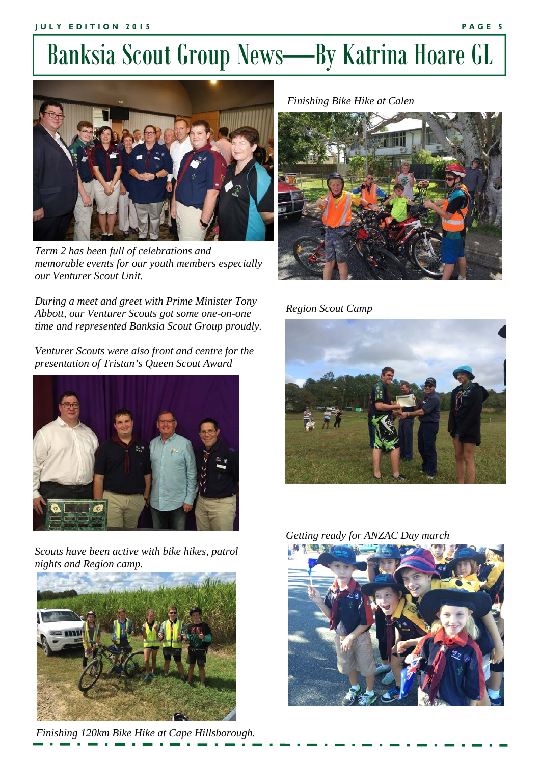# Banksia Scout Group News—By Katrina Hoare GL

*Term 2 has been full of celebrations and memorable events for our youth members especially our Venturer Scout Unit.*

*During a meet and greet with Prime Minister Tony Abbott, our Venturer Scouts got some one-on-one time and represented Banksia Scout Group proudly.*

*Venturer Scouts were also front and centre for the presentation of Tristan's Queen Scout Award*

*Scouts have been active with bike hikes, patrol nights and Region camp.*

*Finishing 120km Bike Hike at Cape Hillsborough.*

*Finishing Bike Hike at Calen*

*Region Scout Camp*

*Getting ready for ANZAC Day march*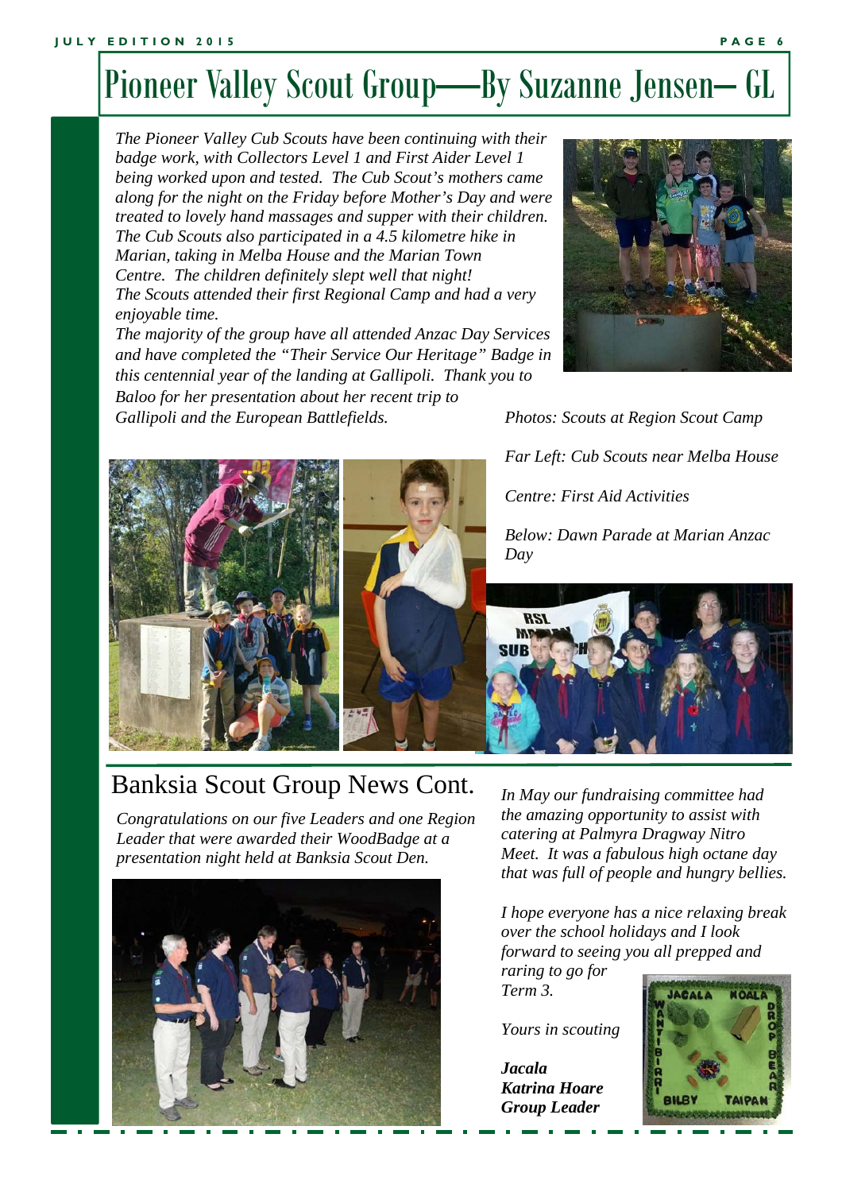# Pioneer Valley Scout Group—By Suzanne Jensen– GL

*The Pioneer Valley Cub Scouts have been continuing with their badge work, with Collectors Level 1 and First Aider Level 1 being worked upon and tested. The Cub Scout's mothers came along for the night on the Friday before Mother's Day and were treated to lovely hand massages and supper with their children. The Cub Scouts also participated in a 4.5 kilometre hike in Marian, taking in Melba House and the Marian Town Centre. The children definitely slept well that night!*

*The Scouts attended their first Regional Camp and had a very enjoyable time.*

*The majority of the group have all attended Anzac Day Services and have completed the "Their Service Our Heritage" Badge in this centennial year of the landing at Gallipoli. Thank you to Baloo for her presentation about her recent trip to Gallipoli and the European Battlefields.*

*Photos: Scouts at Region Scout Camp*

*Far Left: Cub Scouts near Melba House*

*Centre: First Aid Activities*

*Below: Dawn Parade at Marian Anzac Day*

## Banksia Scout Group News Cont.

*Congratulations on our five Leaders and one Region Leader that were awarded their WoodBadge at a presentation night held at Banksia Scout Den.*

*In May our fundraising committee had the amazing opportunity to assist with catering at Palmyra Dragway Nitro Meet. It was a fabulous high octane day that was full of people and hungry bellies.*

*I hope everyone has a nice relaxing break over the school holidays and I look forward to seeing you all prepped and raring to go for Term 3.*

*Yours in scouting*

***Jacala***
***Katrina Hoare***
***Group Leader***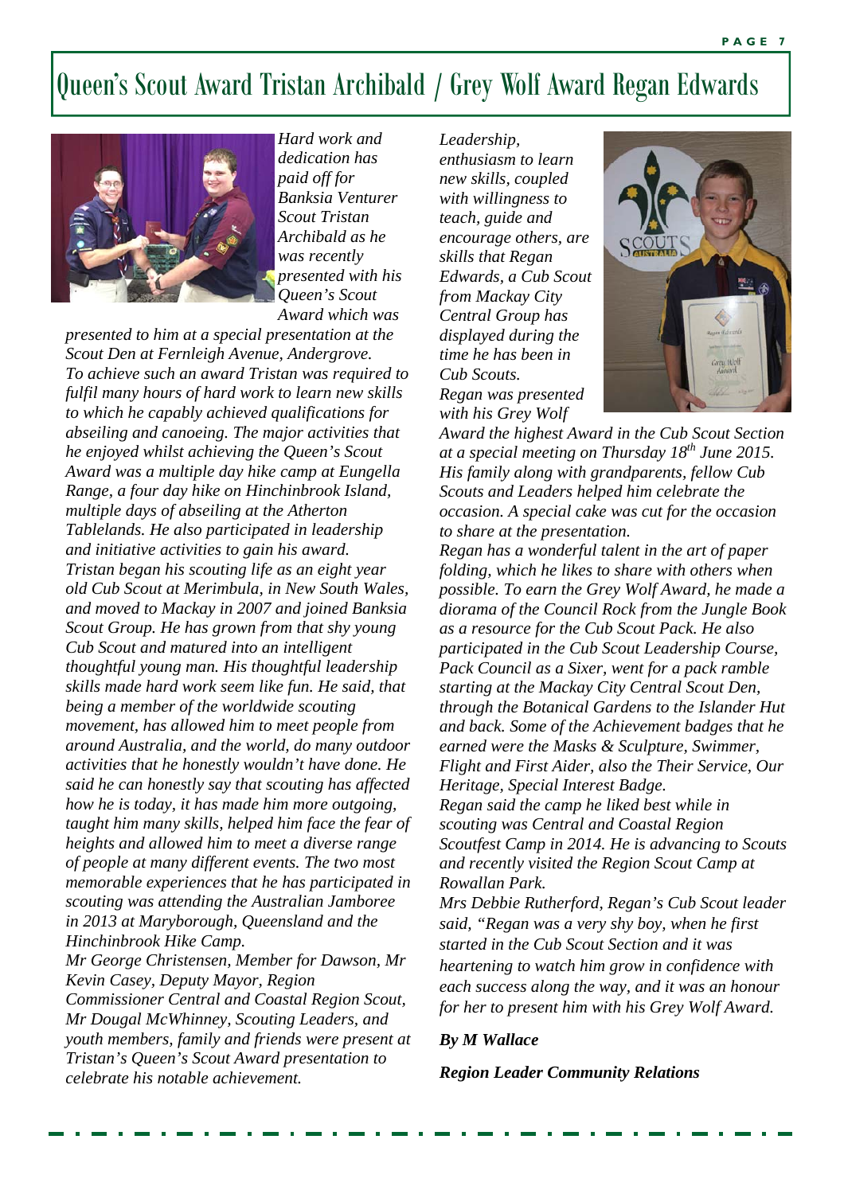# Queen's Scout Award Tristan Archibald / Grey Wolf Award Regan Edwards

*Hard work and dedication has paid off for Banksia Venturer Scout Tristan Archibald as he was recently presented with his Queen's Scout Award which was presented to him at a special presentation at the Scout Den at Fernleigh Avenue, Andergrove.*

*To achieve such an award Tristan was required to fulfil many hours of hard work to learn new skills to which he capably achieved qualifications for abseiling and canoeing. The major activities that he enjoyed whilst achieving the Queen's Scout Award was a multiple day hike camp at Eungella Range, a four day hike on Hinchinbrook Island, multiple days of abseiling at the Atherton Tablelands. He also participated in leadership and initiative activities to gain his award.*

*Tristan began his scouting life as an eight year old Cub Scout at Merimbula, in New South Wales, and moved to Mackay in 2007 and joined Banksia Scout Group. He has grown from that shy young Cub Scout and matured into an intelligent thoughtful young man. His thoughtful leadership skills made hard work seem like fun. He said, that being a member of the worldwide scouting movement, has allowed him to meet people from around Australia, and the world, do many outdoor activities that he honestly wouldn't have done. He said he can honestly say that scouting has affected how he is today, it has made him more outgoing, taught him many skills, helped him face the fear of heights and allowed him to meet a diverse range of people at many different events. The two most memorable experiences that he has participated in scouting was attending the Australian Jamboree in 2013 at Maryborough, Queensland and the Hinchinbrook Hike Camp.*

*Mr George Christensen, Member for Dawson, Mr Kevin Casey, Deputy Mayor, Region Commissioner Central and Coastal Region Scout, Mr Dougal McWhinney, Scouting Leaders, and youth members, family and friends were present at Tristan's Queen's Scout Award presentation to celebrate his notable achievement.*

*Leadership, enthusiasm to learn new skills, coupled with willingness to teach, guide and encourage others, are skills that Regan Edwards, a Cub Scout from Mackay City Central Group has displayed during the time he has been in Cub Scouts.*

*Regan was presented with his Grey Wolf Award the highest Award in the Cub Scout Section at a special meeting on Thursday 18th June 2015. His family along with grandparents, fellow Cub Scouts and Leaders helped him celebrate the occasion. A special cake was cut for the occasion to share at the presentation.*

*Regan has a wonderful talent in the art of paper folding, which he likes to share with others when possible. To earn the Grey Wolf Award, he made a diorama of the Council Rock from the Jungle Book as a resource for the Cub Scout Pack. He also participated in the Cub Scout Leadership Course, Pack Council as a Sixer, went for a pack ramble starting at the Mackay City Central Scout Den, through the Botanical Gardens to the Islander Hut and back. Some of the Achievement badges that he earned were the Masks & Sculpture, Swimmer, Flight and First Aider, also the Their Service, Our Heritage, Special Interest Badge.*

*Regan said the camp he liked best while in scouting was Central and Coastal Region Scoutfest Camp in 2014. He is advancing to Scouts and recently visited the Region Scout Camp at Rowallan Park.*

*Mrs Debbie Rutherford, Regan's Cub Scout leader said, "Regan was a very shy boy, when he first started in the Cub Scout Section and it was heartening to watch him grow in confidence with each success along the way, and it was an honour for her to present him with his Grey Wolf Award.*

***By M Wallace***

***Region Leader Community Relations***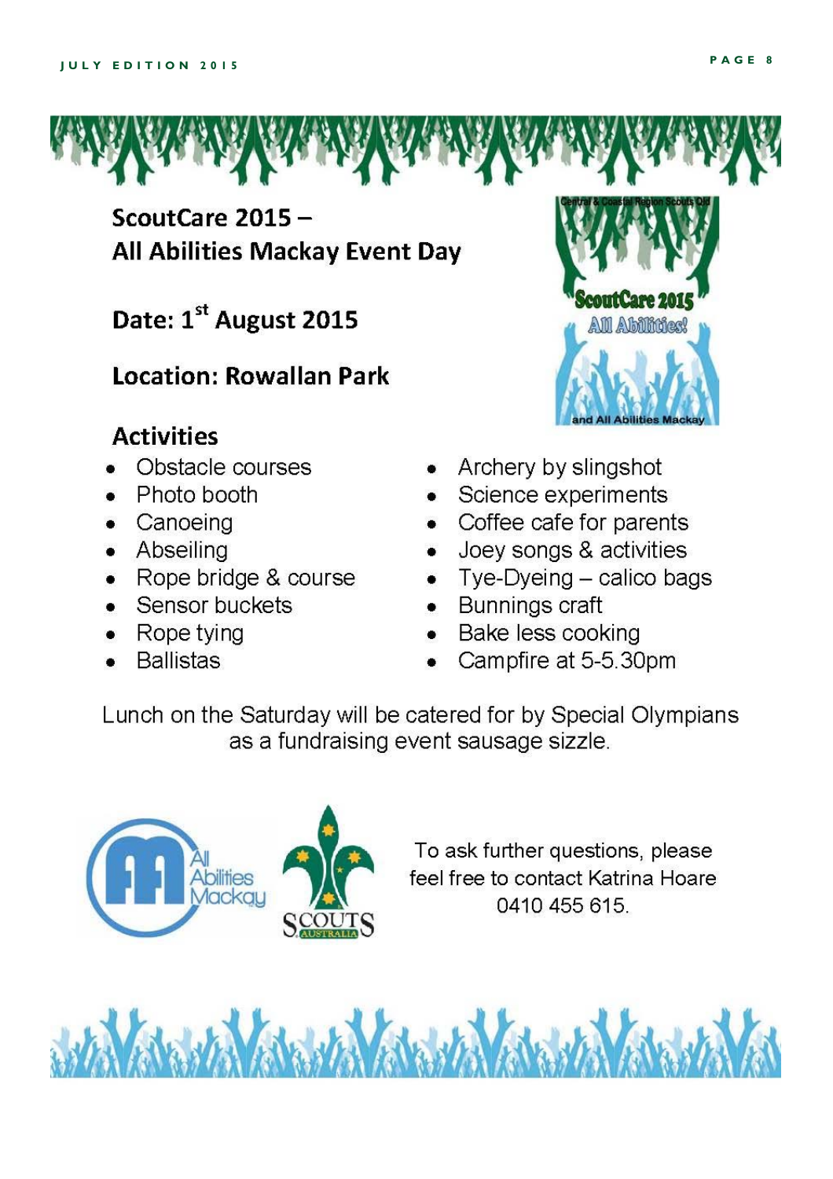## ScoutCare 2015 – All Abilities Mackay Event Day

**Date: 1st August 2015**

**Location: Rowallan Park**

### Activities

- Obstacle courses
- Photo booth
- Canoeing
- Abseiling
- Rope bridge & course
- Sensor buckets
- Rope tying
- Ballistas
- Archery by slingshot
- Science experiments
- Coffee cafe for parents
- Joey songs & activities
- Tye-Dyeing – calico bags
- Bunnings craft
- Bake less cooking
- Campfire at 5-5.30pm

Lunch on the Saturday will be catered for by Special Olympians as a fundraising event sausage sizzle.

To ask further questions, please feel free to contact Katrina Hoare 0410 455 615.